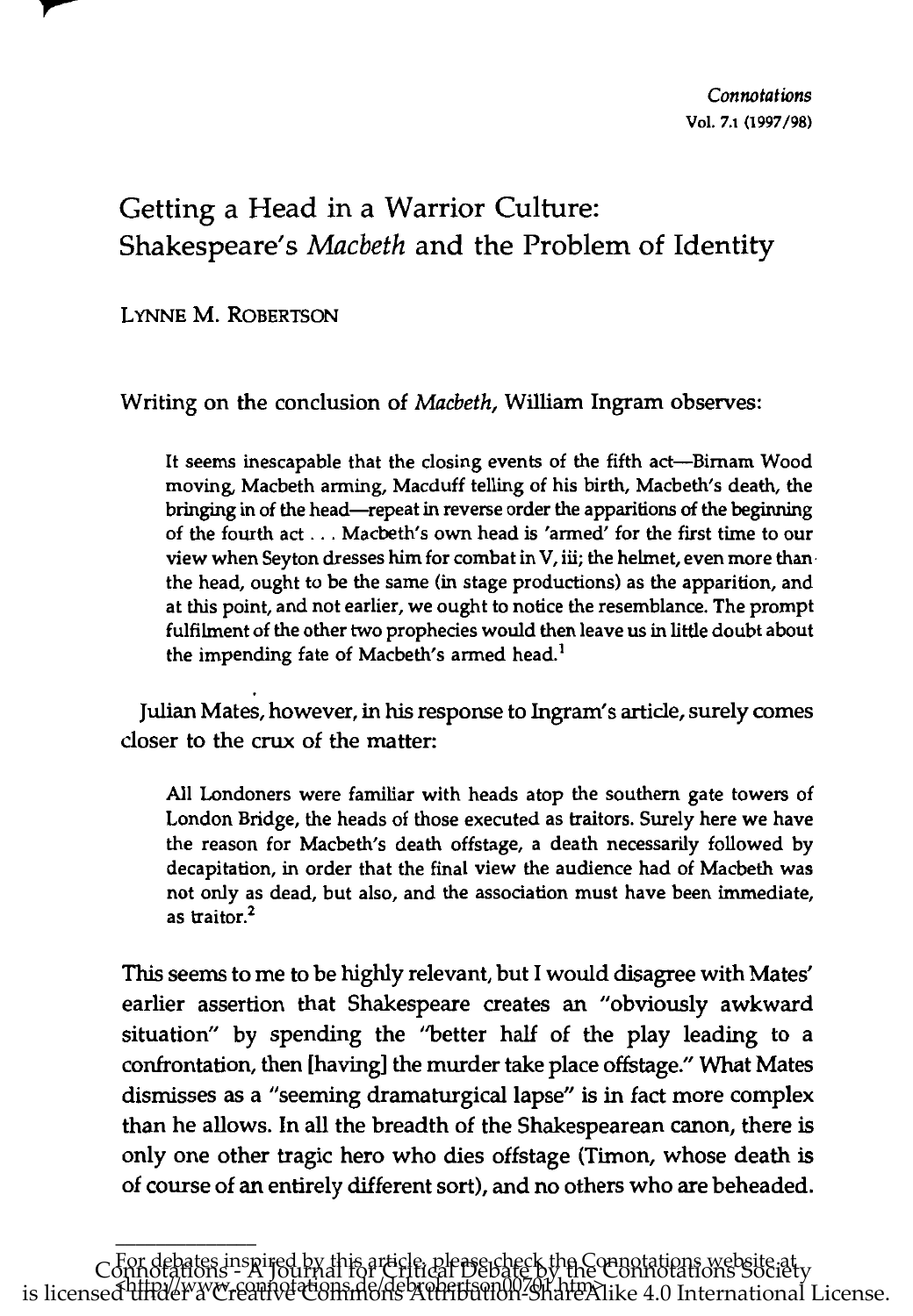# Getting a Head in a Warrior Culture: Shakespeare's *Macbeth* and the Problem of Identity

LYNNE M. ROBERTSON

Writing on the conclusion of *Macbeth*, William Ingram observes:

> It seems inescapable that the closing events of the fifth act—Birnam Wood moving, Macbeth arming, Macduff telling of his birth, Macbeth's death, the bringing in of the head—repeat in reverse order the apparitions of the beginning of the fourth act . . . Macbeth's own head is 'armed' for the first time to our view when Seyton dresses him for combat in V, iii; the helmet, even more than the head, ought to be the same (in stage productions) as the apparition, and at this point, and not earlier, we ought to notice the resemblance. The prompt fulfilment of the other two prophecies would then leave us in little doubt about the impending fate of Macbeth's armed head.[1]

Julian Mates, however, in his response to Ingram's article, surely comes closer to the crux of the matter:

> All Londoners were familiar with heads atop the southern gate towers of London Bridge, the heads of those executed as traitors. Surely here we have the reason for Macbeth's death offstage, a death necessarily followed by decapitation, in order that the final view the audience had of Macbeth was not only as dead, but also, and the association must have been immediate, as traitor.[2]

This seems to me to be highly relevant, but I would disagree with Mates' earlier assertion that Shakespeare creates an "obviously awkward situation" by spending the "better half of the play leading to a confrontation, then [having] the murder take place offstage." What Mates dismisses as a "seeming dramaturgical lapse" is in fact more complex than he allows. In all the breadth of the Shakespearean canon, there is only one other tragic hero who dies offstage (Timon, whose death is of course of an entirely different sort), and no others who are beheaded.

For debates inspired by this article, please check the Connotations website at <http://www.connotations.de/debrobertson00701.htm>.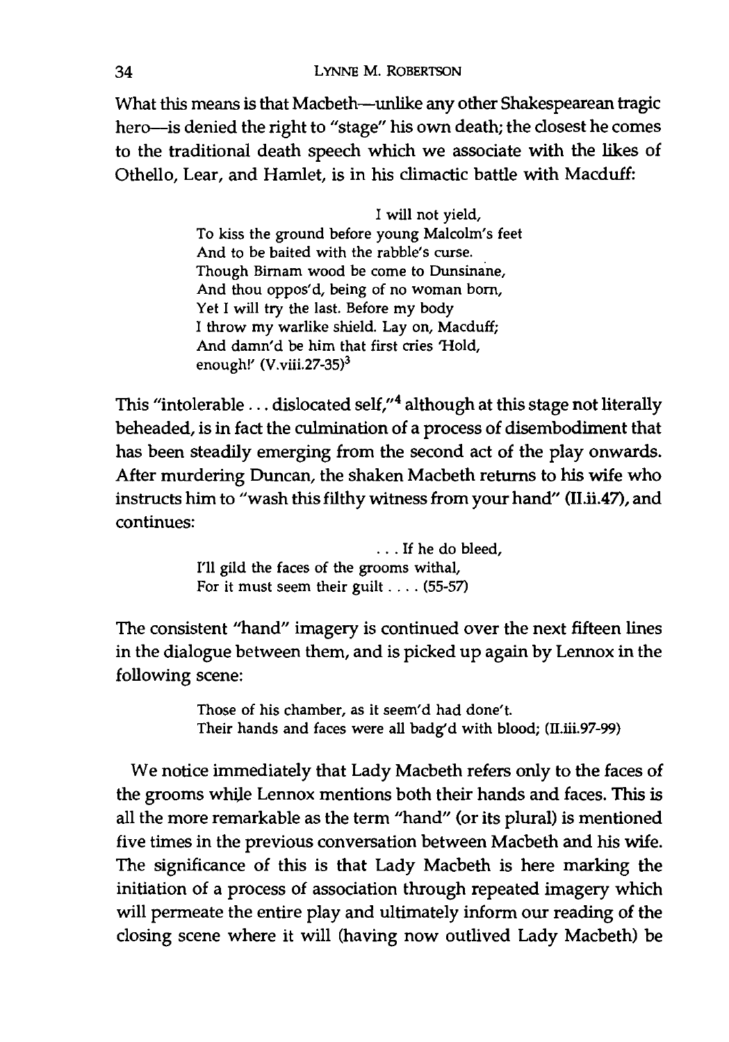What this means is that Macbeth—unlike any other Shakespearean tragic hero—is denied the right to "stage" his own death; the closest he comes to the traditional death speech which we associate with the likes of Othello, Lear, and Hamlet, is in his climactic battle with Macduff:

> I will not yield,
> To kiss the ground before young Malcolm's feet
> And to be baited with the rabble's curse.
> Though Birnam wood be come to Dunsinane,
> And thou oppos'd, being of no woman born,
> Yet I will try the last. Before my body
> I throw my warlike shield. Lay on, Macduff;
> And damn'd be him that first cries 'Hold, enough!' (V.viii.27-35)[3]

This "intolerable . . . dislocated self,"[4] although at this stage not literally beheaded, is in fact the culmination of a process of disembodiment that has been steadily emerging from the second act of the play onwards. After murdering Duncan, the shaken Macbeth returns to his wife who instructs him to "wash this filthy witness from your hand" (II.ii.47), and continues:

> . . . If he do bleed,
> I'll gild the faces of the grooms withal,
> For it must seem their guilt . . . . (55-57)

The consistent "hand" imagery is continued over the next fifteen lines in the dialogue between them, and is picked up again by Lennox in the following scene:

> Those of his chamber, as it seem'd had done't.
> Their hands and faces were all badg'd with blood; (II.iii.97-99)

We notice immediately that Lady Macbeth refers only to the faces of the grooms while Lennox mentions both their hands and faces. This is all the more remarkable as the term "hand" (or its plural) is mentioned five times in the previous conversation between Macbeth and his wife. The significance of this is that Lady Macbeth is here marking the initiation of a process of association through repeated imagery which will permeate the entire play and ultimately inform our reading of the closing scene where it will (having now outlived Lady Macbeth) be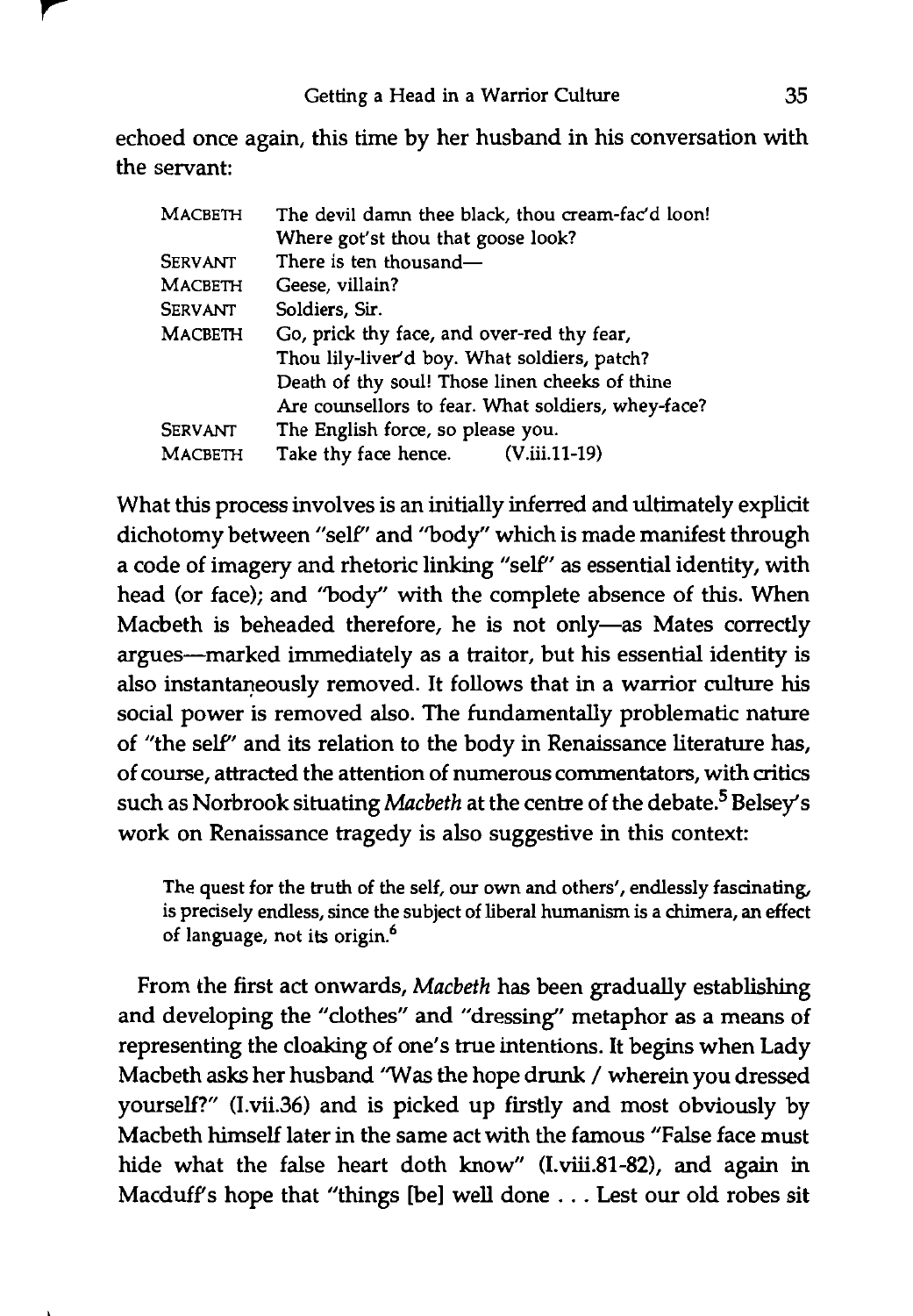echoed once again, this time by her husband in his conversation with the servant:

| | |
|---|---|
| MACBETH | The devil damn thee black, thou cream-fac'd loon! |
| | Where got'st thou that goose look? |
| SERVANT | There is ten thousand— |
| MACBETH | Geese, villain? |
| SERVANT | Soldiers, Sir. |
| MACBETH | Go, prick thy face, and over-red thy fear, |
| | Thou lily-liver'd boy. What soldiers, patch? |
| | Death of thy soul! Those linen cheeks of thine |
| | Are counsellors to fear. What soldiers, whey-face? |
| SERVANT | The English force, so please you. |
| MACBETH | Take thy face hence. (V.iii.11-19) |

What this process involves is an initially inferred and ultimately explicit dichotomy between "self" and "body" which is made manifest through a code of imagery and rhetoric linking "self" as essential identity, with head (or face); and "body" with the complete absence of this. When Macbeth is beheaded therefore, he is not only—as Mates correctly argues—marked immediately as a traitor, but his essential identity is also instantaneously removed. It follows that in a warrior culture his social power is removed also. The fundamentally problematic nature of "the self" and its relation to the body in Renaissance literature has, of course, attracted the attention of numerous commentators, with critics such as Norbrook situating *Macbeth* at the centre of the debate.[5] Belsey's work on Renaissance tragedy is also suggestive in this context:

> The quest for the truth of the self, our own and others', endlessly fascinating, is precisely endless, since the subject of liberal humanism is a chimera, an effect of language, not its origin.[6]

From the first act onwards, *Macbeth* has been gradually establishing and developing the "clothes" and "dressing" metaphor as a means of representing the cloaking of one's true intentions. It begins when Lady Macbeth asks her husband "Was the hope drunk / wherein you dressed yourself?" (I.vii.36) and is picked up firstly and most obviously by Macbeth himself later in the same act with the famous "False face must hide what the false heart doth know" (I.viii.81-82), and again in Macduff's hope that "things [be] well done . . . Lest our old robes sit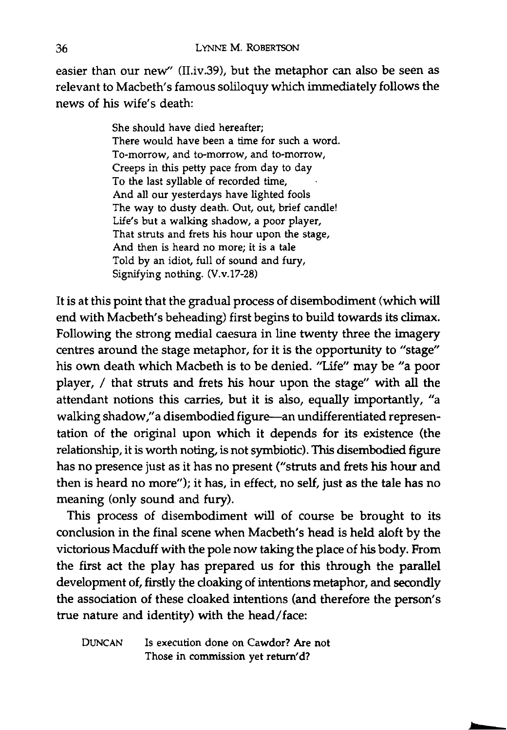easier than our new" (II.iv.39), but the metaphor can also be seen as relevant to Macbeth's famous soliloquy which immediately follows the news of his wife's death:

> She should have died hereafter;
> There would have been a time for such a word.
> To-morrow, and to-morrow, and to-morrow,
> Creeps in this petty pace from day to day
> To the last syllable of recorded time,
> And all our yesterdays have lighted fools
> The way to dusty death. Out, out, brief candle!
> Life's but a walking shadow, a poor player,
> That struts and frets his hour upon the stage,
> And then is heard no more; it is a tale
> Told by an idiot, full of sound and fury,
> Signifying nothing. (V.v.17-28)

It is at this point that the gradual process of disembodiment (which will end with Macbeth's beheading) first begins to build towards its climax. Following the strong medial caesura in line twenty three the imagery centres around the stage metaphor, for it is the opportunity to "stage" his own death which Macbeth is to be denied. "Life" may be "a poor player, / that struts and frets his hour upon the stage" with all the attendant notions this carries, but it is also, equally importantly, "a walking shadow," a disembodied figure—an undifferentiated representation of the original upon which it depends for its existence (the relationship, it is worth noting, is not symbiotic). This disembodied figure has no presence just as it has no present ("struts and frets his hour and then is heard no more"); it has, in effect, no self, just as the tale has no meaning (only sound and fury).

This process of disembodiment will of course be brought to its conclusion in the final scene when Macbeth's head is held aloft by the victorious Macduff with the pole now taking the place of his body. From the first act the play has prepared us for this through the parallel development of, firstly the cloaking of intentions metaphor, and secondly the association of these cloaked intentions (and therefore the person's true nature and identity) with the head/face:

> DUNCAN Is execution done on Cawdor? Are not
> Those in commission yet return'd?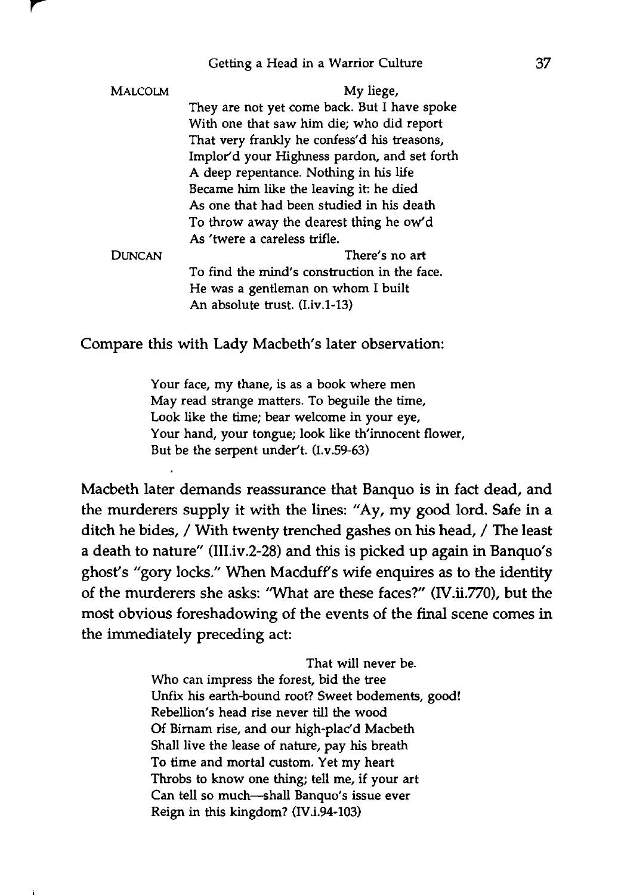MALCOLM My liege,

They are not yet come back. But I have spoke
With one that saw him die; who did report
That very frankly he confess'd his treasons,
Implor'd your Highness pardon, and set forth
A deep repentance. Nothing in his life
Became him like the leaving it: he died
As one that had been studied in his death
To throw away the dearest thing he ow'd
As 'twere a careless trifle.

DUNCAN There's no art

To find the mind's construction in the face.
He was a gentleman on whom I built
An absolute trust. (I.iv.1-13)

Compare this with Lady Macbeth's later observation:

> Your face, my thane, is as a book where men
> May read strange matters. To beguile the time,
> Look like the time; bear welcome in your eye,
> Your hand, your tongue; look like th'innocent flower,
> But be the serpent under't. (I.v.59-63)

Macbeth later demands reassurance that Banquo is in fact dead, and the murderers supply it with the lines: "Ay, my good lord. Safe in a ditch he bides, / With twenty trenched gashes on his head, / The least a death to nature" (III.iv.2-28) and this is picked up again in Banquo's ghost's "gory locks." When Macduff's wife enquires as to the identity of the murderers she asks: "What are these faces?" (IV.ii.770), but the most obvious foreshadowing of the events of the final scene comes in the immediately preceding act:

> That will never be.
> Who can impress the forest, bid the tree
> Unfix his earth-bound root? Sweet bodements, good!
> Rebellion's head rise never till the wood
> Of Birnam rise, and our high-plac'd Macbeth
> Shall live the lease of nature, pay his breath
> To time and mortal custom. Yet my heart
> Throbs to know one thing; tell me, if your art
> Can tell so much—shall Banquo's issue ever
> Reign in this kingdom? (IV.i.94-103)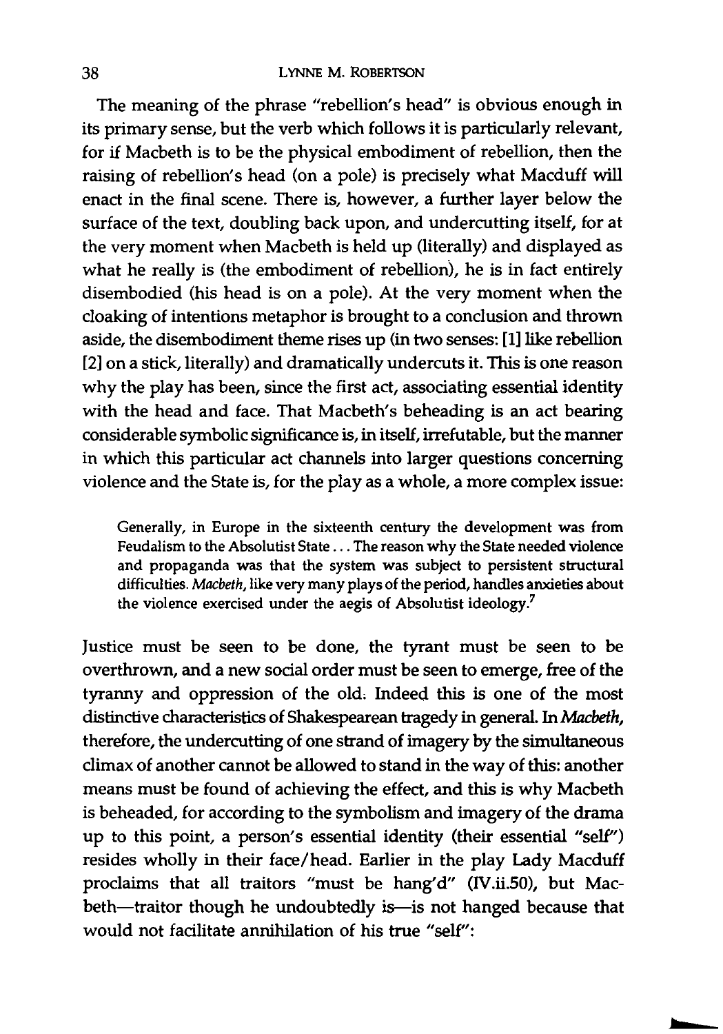The meaning of the phrase "rebellion's head" is obvious enough in its primary sense, but the verb which follows it is particularly relevant, for if Macbeth is to be the physical embodiment of rebellion, then the raising of rebellion's head (on a pole) is precisely what Macduff will enact in the final scene. There is, however, a further layer below the surface of the text, doubling back upon, and undercutting itself, for at the very moment when Macbeth is held up (literally) and displayed as what he really is (the embodiment of rebellion), he is in fact entirely disembodied (his head is on a pole). At the very moment when the cloaking of intentions metaphor is brought to a conclusion and thrown aside, the disembodiment theme rises up (in two senses: [1] like rebellion [2] on a stick, literally) and dramatically undercuts it. This is one reason why the play has been, since the first act, associating essential identity with the head and face. That Macbeth's beheading is an act bearing considerable symbolic significance is, in itself, irrefutable, but the manner in which this particular act channels into larger questions concerning violence and the State is, for the play as a whole, a more complex issue:

> Generally, in Europe in the sixteenth century the development was from Feudalism to the Absolutist State . . . The reason why the State needed violence and propaganda was that the system was subject to persistent structural difficulties. *Macbeth*, like very many plays of the period, handles anxieties about the violence exercised under the aegis of Absolutist ideology.[7]

Justice must be seen to be done, the tyrant must be seen to be overthrown, and a new social order must be seen to emerge, free of the tyranny and oppression of the old. Indeed this is one of the most distinctive characteristics of Shakespearean tragedy in general. In *Macbeth*, therefore, the undercutting of one strand of imagery by the simultaneous climax of another cannot be allowed to stand in the way of this: another means must be found of achieving the effect, and this is why Macbeth is beheaded, for according to the symbolism and imagery of the drama up to this point, a person's essential identity (their essential "self") resides wholly in their face/head. Earlier in the play Lady Macduff proclaims that all traitors "must be hang'd" (IV.ii.50), but Macbeth—traitor though he undoubtedly is—is not hanged because that would not facilitate annihilation of his true "self":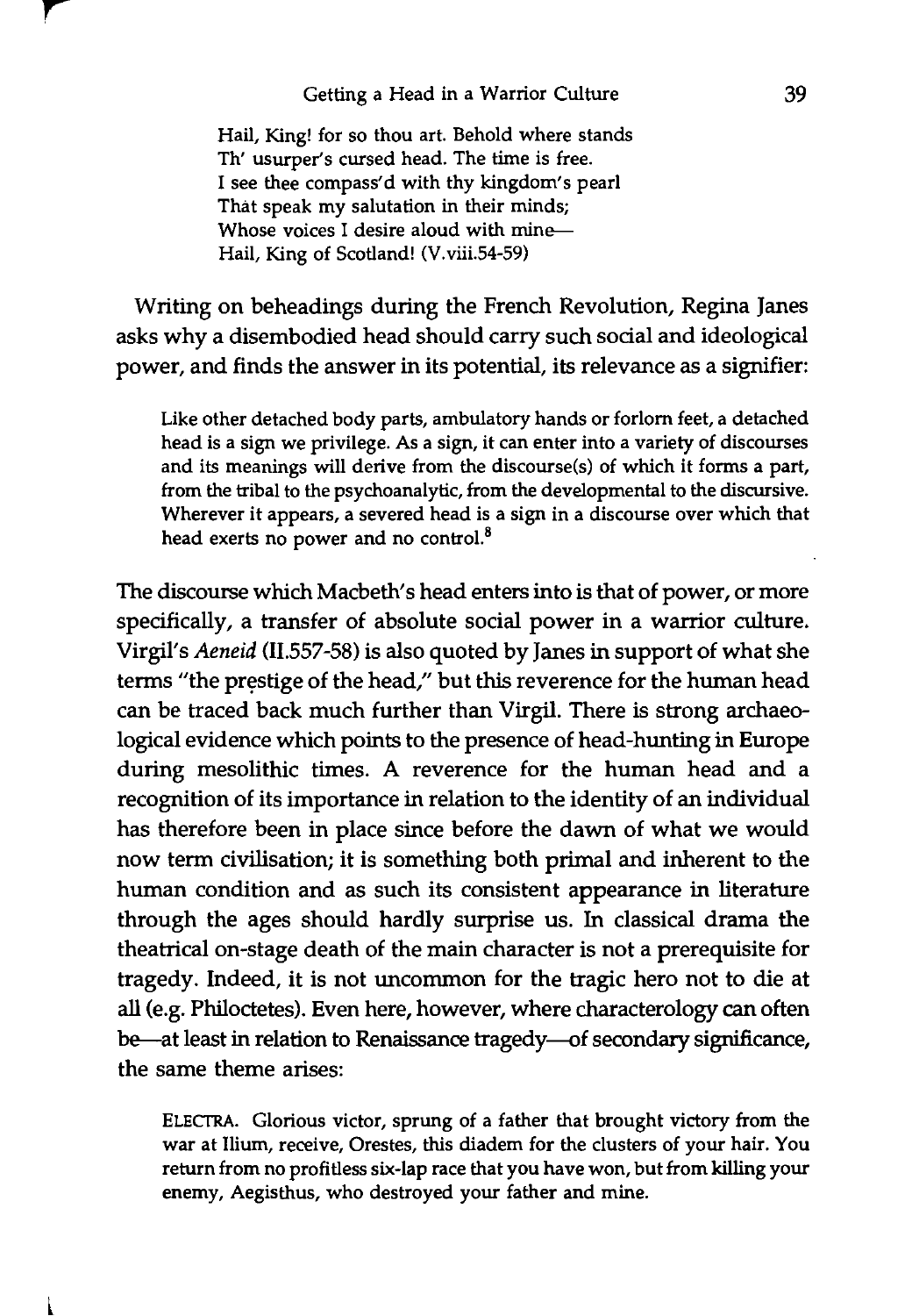> Hail, King! for so thou art. Behold where stands
> Th' usurper's cursed head. The time is free.
> I see thee compass'd with thy kingdom's pearl
> That speak my salutation in their minds;
> Whose voices I desire aloud with mine—
> Hail, King of Scotland! (V.viii.54-59)

Writing on beheadings during the French Revolution, Regina Janes asks why a disembodied head should carry such social and ideological power, and finds the answer in its potential, its relevance as a signifier:

> Like other detached body parts, ambulatory hands or forlorn feet, a detached head is a sign we privilege. As a sign, it can enter into a variety of discourses and its meanings will derive from the discourse(s) of which it forms a part, from the tribal to the psychoanalytic, from the developmental to the discursive. Wherever it appears, a severed head is a sign in a discourse over which that head exerts no power and no control.[8]

The discourse which Macbeth's head enters into is that of power, or more specifically, a transfer of absolute social power in a warrior culture. Virgil's *Aeneid* (II.557-58) is also quoted by Janes in support of what she terms "the prestige of the head," but this reverence for the human head can be traced back much further than Virgil. There is strong archaeological evidence which points to the presence of head-hunting in Europe during mesolithic times. A reverence for the human head and a recognition of its importance in relation to the identity of an individual has therefore been in place since before the dawn of what we would now term civilisation; it is something both primal and inherent to the human condition and as such its consistent appearance in literature through the ages should hardly surprise us. In classical drama the theatrical on-stage death of the main character is not a prerequisite for tragedy. Indeed, it is not uncommon for the tragic hero not to die at all (e.g. Philoctetes). Even here, however, where characterology can often be—at least in relation to Renaissance tragedy—of secondary significance, the same theme arises:

> ELECTRA. Glorious victor, sprung of a father that brought victory from the war at Ilium, receive, Orestes, this diadem for the clusters of your hair. You return from no profitless six-lap race that you have won, but from killing your enemy, Aegisthus, who destroyed your father and mine.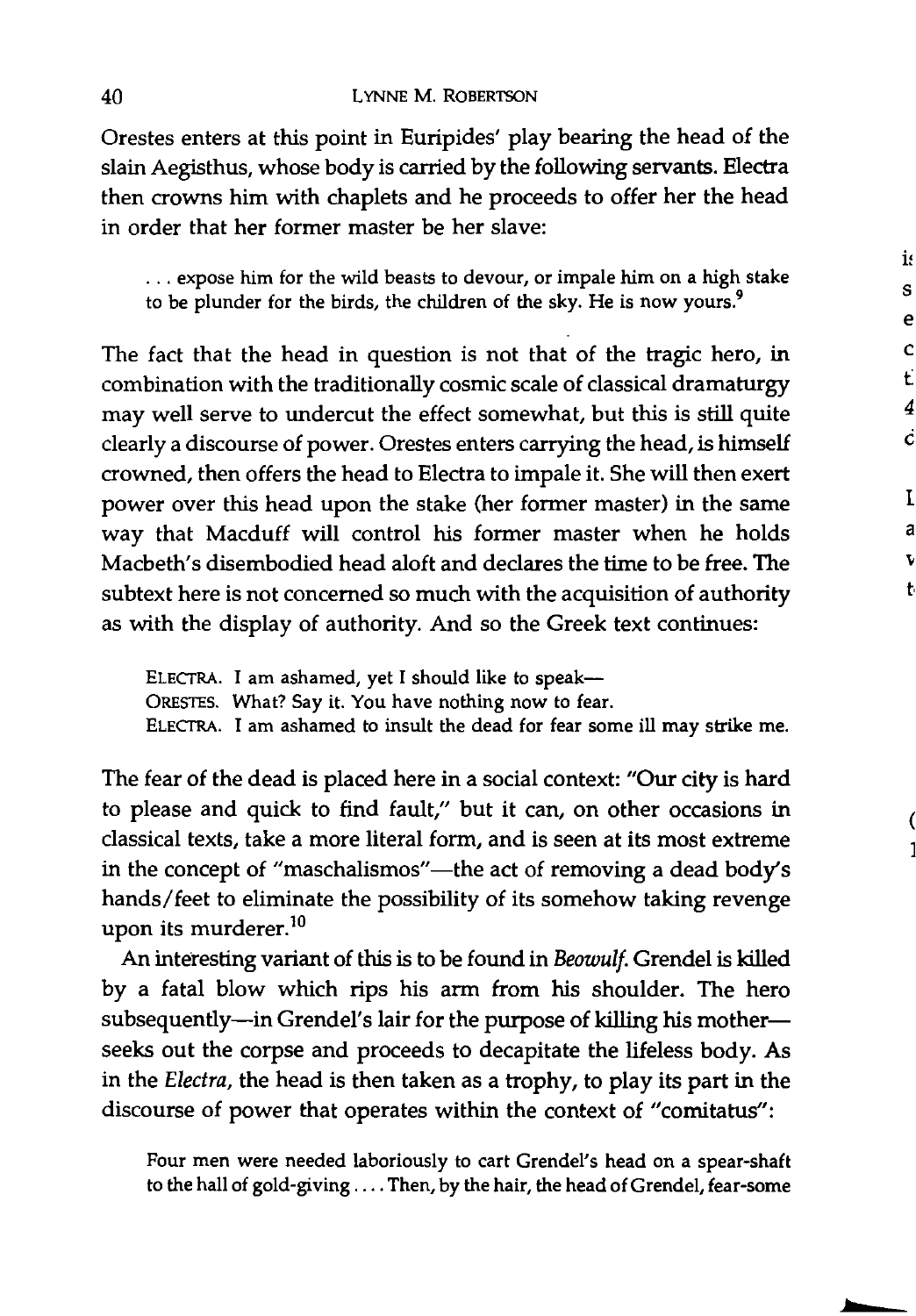Orestes enters at this point in Euripides' play bearing the head of the slain Aegisthus, whose body is carried by the following servants. Electra then crowns him with chaplets and he proceeds to offer her the head in order that her former master be her slave:

> . . . expose him for the wild beasts to devour, or impale him on a high stake to be plunder for the birds, the children of the sky. He is now yours.[9]

The fact that the head in question is not that of the tragic hero, in combination with the traditionally cosmic scale of classical dramaturgy may well serve to undercut the effect somewhat, but this is still quite clearly a discourse of power. Orestes enters carrying the head, is himself crowned, then offers the head to Electra to impale it. She will then exert power over this head upon the stake (her former master) in the same way that Macduff will control his former master when he holds Macbeth's disembodied head aloft and declares the time to be free. The subtext here is not concerned so much with the acquisition of authority as with the display of authority. And so the Greek text continues:

> ELECTRA. I am ashamed, yet I should like to speak—
> ORESTES. What? Say it. You have nothing now to fear.
> ELECTRA. I am ashamed to insult the dead for fear some ill may strike me.

The fear of the dead is placed here in a social context: "Our city is hard to please and quick to find fault," but it can, on other occasions in classical texts, take a more literal form, and is seen at its most extreme in the concept of "maschalismos"—the act of removing a dead body's hands/feet to eliminate the possibility of its somehow taking revenge upon its murderer.[10]

An interesting variant of this is to be found in *Beowulf*. Grendel is killed by a fatal blow which rips his arm from his shoulder. The hero subsequently—in Grendel's lair for the purpose of killing his mother—seeks out the corpse and proceeds to decapitate the lifeless body. As in the *Electra*, the head is then taken as a trophy, to play its part in the discourse of power that operates within the context of "comitatus":

> Four men were needed laboriously to cart Grendel's head on a spear-shaft to the hall of gold-giving . . . . Then, by the hair, the head of Grendel, fear-some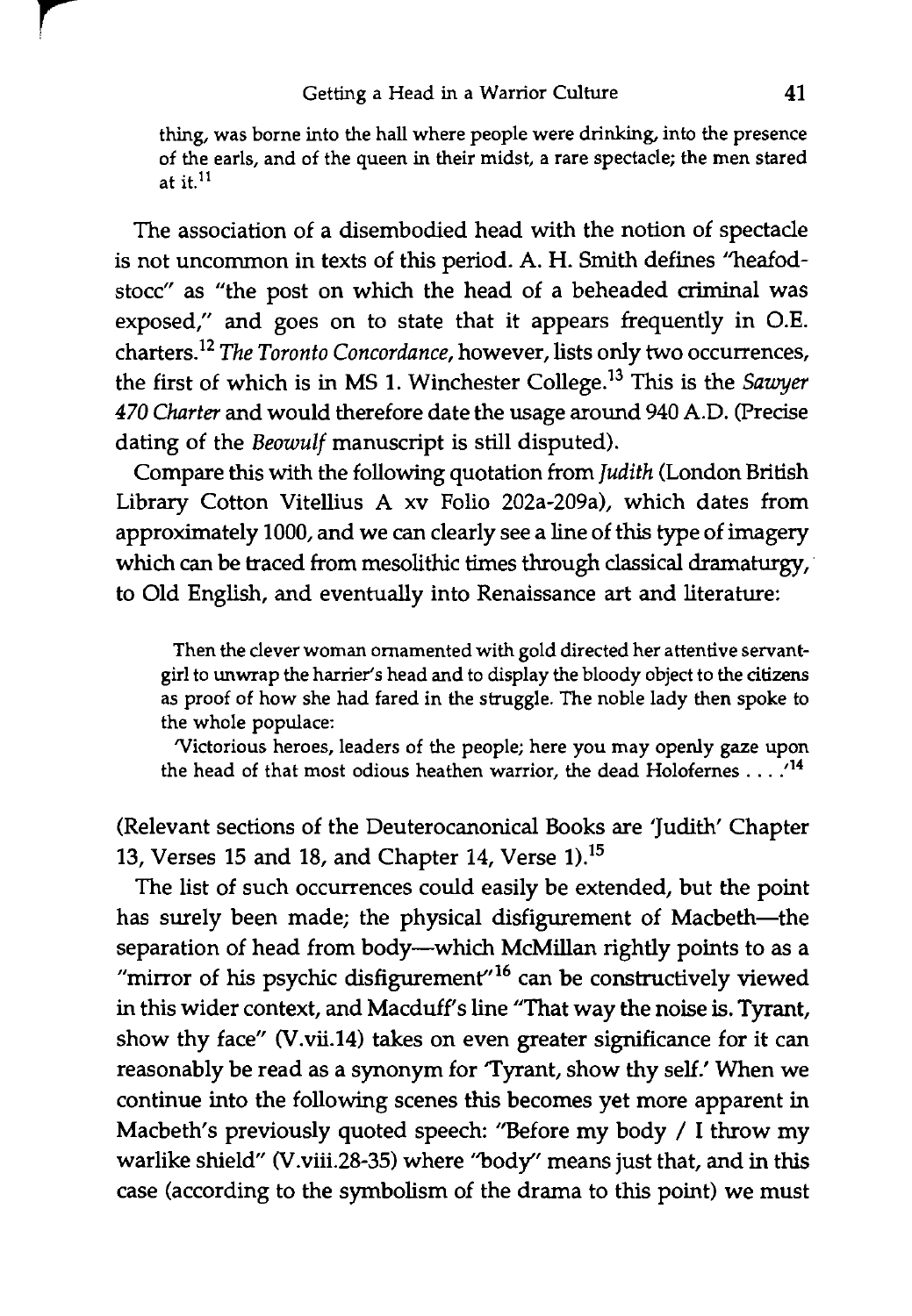thing, was borne into the hall where people were drinking, into the presence of the earls, and of the queen in their midst, a rare spectacle; the men stared at it.[11]

The association of a disembodied head with the notion of spectacle is not uncommon in texts of this period. A. H. Smith defines "heafod-stocc" as "the post on which the head of a beheaded criminal was exposed," and goes on to state that it appears frequently in O.E. charters.[12] *The Toronto Concordance*, however, lists only two occurrences, the first of which is in MS 1. Winchester College.[13] This is the *Sawyer 470 Charter* and would therefore date the usage around 940 A.D. (Precise dating of the *Beowulf* manuscript is still disputed).

Compare this with the following quotation from *Judith* (London British Library Cotton Vitellius A xv Folio 202a-209a), which dates from approximately 1000, and we can clearly see a line of this type of imagery which can be traced from mesolithic times through classical dramaturgy, to Old English, and eventually into Renaissance art and literature:

> Then the clever woman ornamented with gold directed her attentive servant-girl to unwrap the harrier's head and to display the bloody object to the citizens as proof of how she had fared in the struggle. The noble lady then spoke to the whole populace:
>
> 'Victorious heroes, leaders of the people; here you may openly gaze upon the head of that most odious heathen warrior, the dead Holofernes . . . .'[14]

(Relevant sections of the Deuterocanonical Books are 'Judith' Chapter 13, Verses 15 and 18, and Chapter 14, Verse 1).[15]

The list of such occurrences could easily be extended, but the point has surely been made; the physical disfigurement of Macbeth—the separation of head from body—which McMillan rightly points to as a "mirror of his psychic disfigurement"[16] can be constructively viewed in this wider context, and Macduff's line "That way the noise is. Tyrant, show thy face" (V.vii.14) takes on even greater significance for it can reasonably be read as a synonym for 'Tyrant, show thy self.' When we continue into the following scenes this becomes yet more apparent in Macbeth's previously quoted speech: "Before my body / I throw my warlike shield" (V.viii.28-35) where "body" means just that, and in this case (according to the symbolism of the drama to this point) we must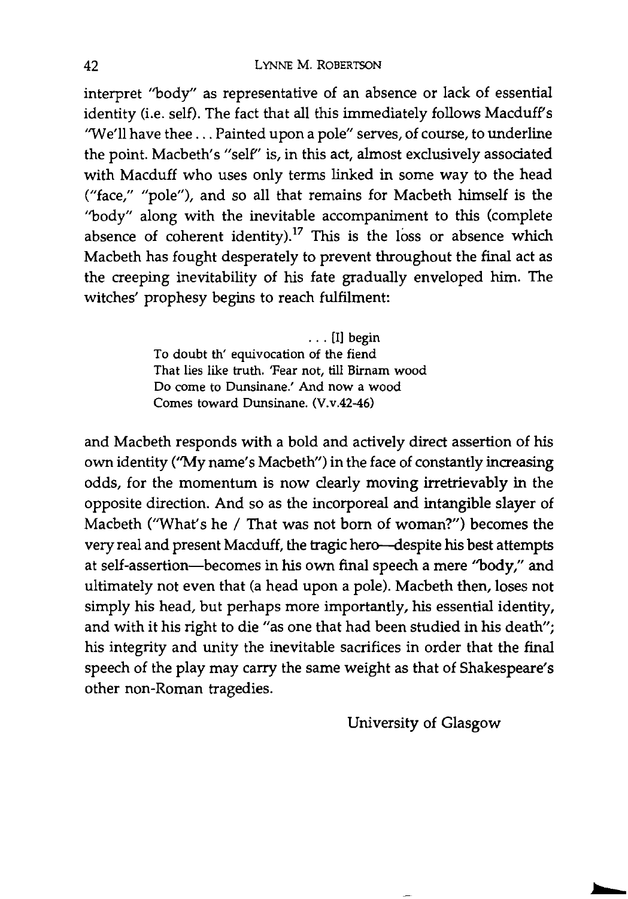interpret "body" as representative of an absence or lack of essential identity (i.e. self). The fact that all this immediately follows Macduff's "We'll have thee . . . Painted upon a pole" serves, of course, to underline the point. Macbeth's "self" is, in this act, almost exclusively associated with Macduff who uses only terms linked in some way to the head ("face," "pole"), and so all that remains for Macbeth himself is the "body" along with the inevitable accompaniment to this (complete absence of coherent identity).[17] This is the loss or absence which Macbeth has fought desperately to prevent throughout the final act as the creeping inevitability of his fate gradually enveloped him. The witches' prophesy begins to reach fulfilment:

> . . . [I] begin
> To doubt th' equivocation of the fiend
> That lies like truth. 'Fear not, till Birnam wood
> Do come to Dunsinane.' And now a wood
> Comes toward Dunsinane. (V.v.42-46)

and Macbeth responds with a bold and actively direct assertion of his own identity ("My name's Macbeth") in the face of constantly increasing odds, for the momentum is now clearly moving irretrievably in the opposite direction. And so as the incorporeal and intangible slayer of Macbeth ("What's he / That was not born of woman?") becomes the very real and present Macduff, the tragic hero—despite his best attempts at self-assertion—becomes in his own final speech a mere "body," and ultimately not even that (a head upon a pole). Macbeth then, loses not simply his head, but perhaps more importantly, his essential identity, and with it his right to die "as one that had been studied in his death"; his integrity and unity the inevitable sacrifices in order that the final speech of the play may carry the same weight as that of Shakespeare's other non-Roman tragedies.

University of Glasgow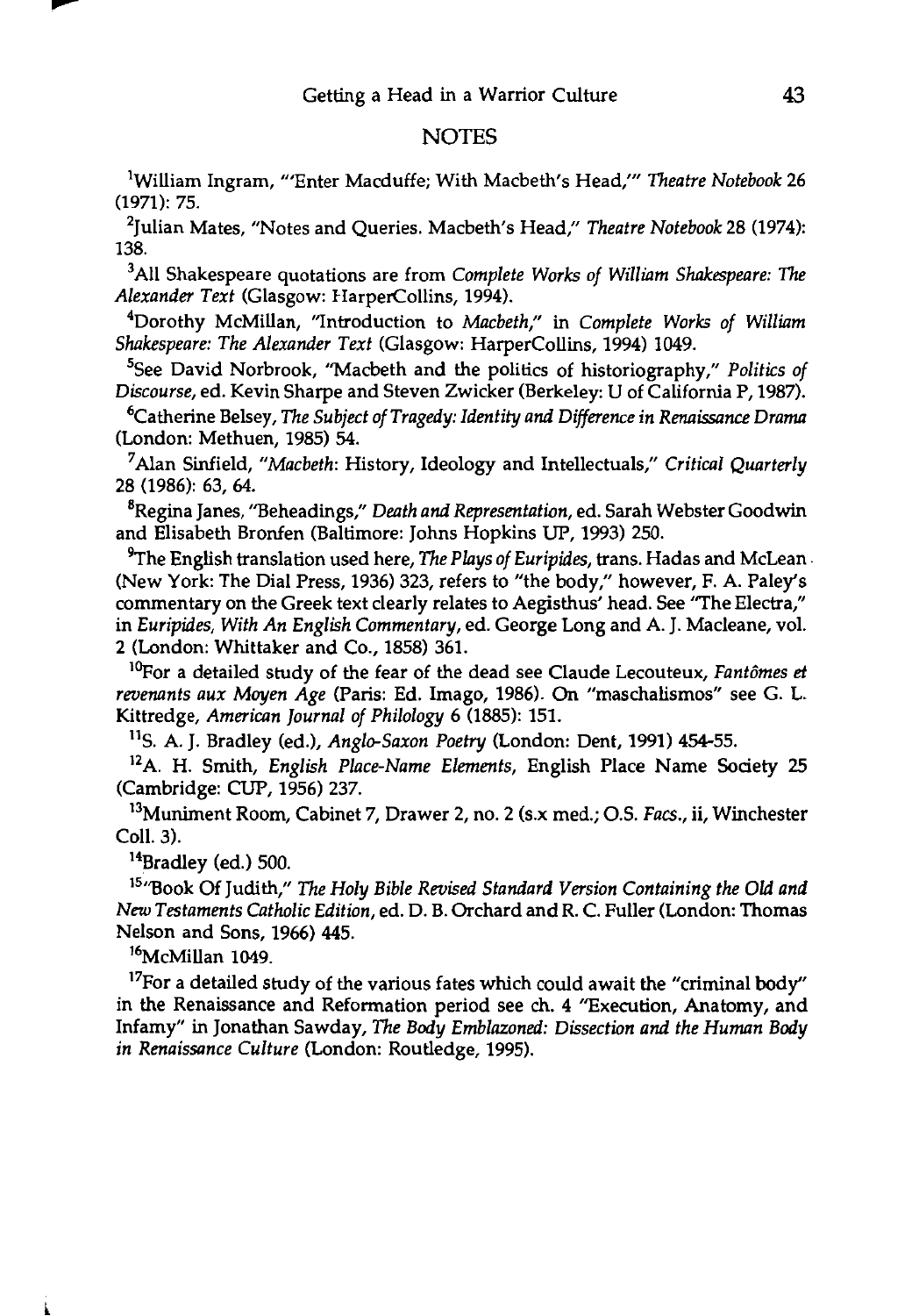## NOTES

[1]William Ingram, "'Enter Macduffe; With Macbeth's Head,'" *Theatre Notebook* 26 (1971): 75.

[2]Julian Mates, "Notes and Queries. Macbeth's Head," *Theatre Notebook* 28 (1974): 138.

[3]All Shakespeare quotations are from *Complete Works of William Shakespeare: The Alexander Text* (Glasgow: HarperCollins, 1994).

[4]Dorothy McMillan, "Introduction to *Macbeth*," in *Complete Works of William Shakespeare: The Alexander Text* (Glasgow: HarperCollins, 1994) 1049.

[5]See David Norbrook, "Macbeth and the politics of historiography," *Politics of Discourse*, ed. Kevin Sharpe and Steven Zwicker (Berkeley: U of California P, 1987).

[6]Catherine Belsey, *The Subject of Tragedy: Identity and Difference in Renaissance Drama* (London: Methuen, 1985) 54.

[7]Alan Sinfield, "*Macbeth*: History, Ideology and Intellectuals," *Critical Quarterly* 28 (1986): 63, 64.

[8]Regina Janes, "Beheadings," *Death and Representation*, ed. Sarah Webster Goodwin and Elisabeth Bronfen (Baltimore: Johns Hopkins UP, 1993) 250.

[9]The English translation used here, *The Plays of Euripides*, trans. Hadas and McLean (New York: The Dial Press, 1936) 323, refers to "the body," however, F. A. Paley's commentary on the Greek text clearly relates to Aegisthus' head. See "The Electra," in *Euripides, With An English Commentary*, ed. George Long and A. J. Macleane, vol. 2 (London: Whittaker and Co., 1858) 361.

[10]For a detailed study of the fear of the dead see Claude Lecouteux, *Fantômes et revenants aux Moyen Age* (Paris: Ed. Imago, 1986). On "maschalismos" see G. L. Kittredge, *American Journal of Philology* 6 (1885): 151.

[11]S. A. J. Bradley (ed.), *Anglo-Saxon Poetry* (London: Dent, 1991) 454-55.

[12]A. H. Smith, *English Place-Name Elements*, English Place Name Society 25 (Cambridge: CUP, 1956) 237.

[13]Muniment Room, Cabinet 7, Drawer 2, no. 2 (s.x med.; O.S. *Facs.*, ii, Winchester Coll. 3).

[14]Bradley (ed.) 500.

[15]"Book Of Judith," *The Holy Bible Revised Standard Version Containing the Old and New Testaments Catholic Edition*, ed. D. B. Orchard and R. C. Fuller (London: Thomas Nelson and Sons, 1966) 445.

[16]McMillan 1049.

[17]For a detailed study of the various fates which could await the "criminal body" in the Renaissance and Reformation period see ch. 4 "Execution, Anatomy, and Infamy" in Jonathan Sawday, *The Body Emblazoned: Dissection and the Human Body in Renaissance Culture* (London: Routledge, 1995).